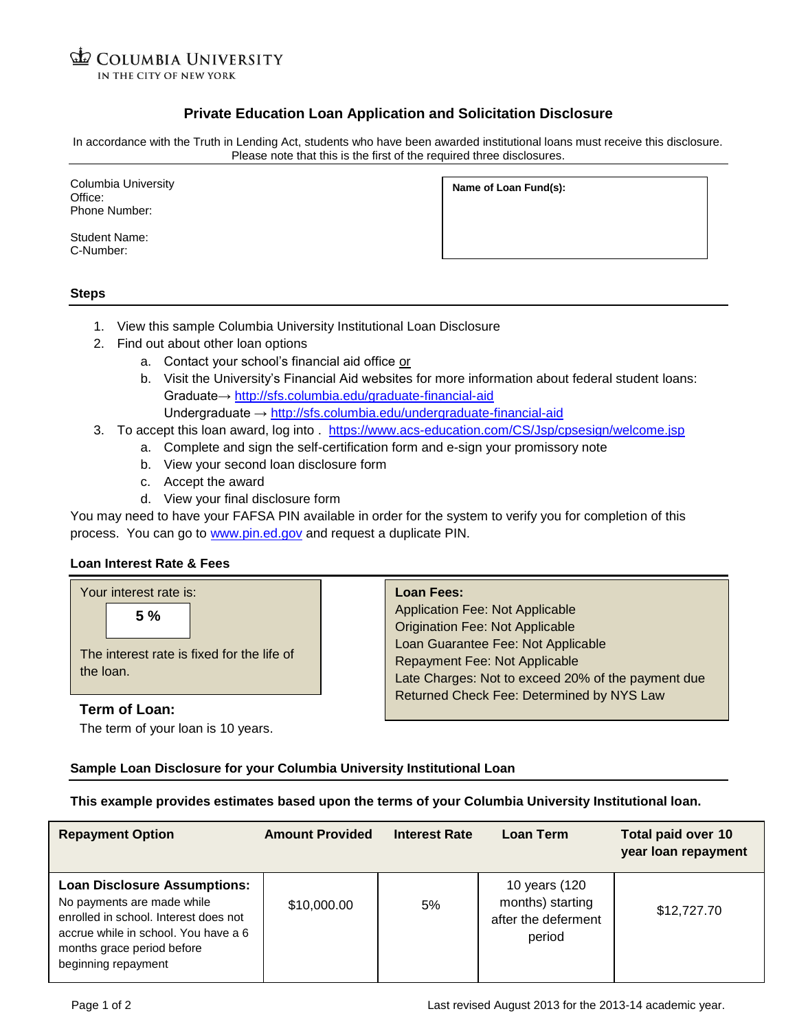COLUMBIA UNIVERSITY
IN THE CITY OF NEW YORK

# Private Education Loan Application and Solicitation Disclosure

In accordance with the Truth in Lending Act, students who have been awarded institutional loans must receive this disclosure. Please note that this is the first of the required three disclosures.

Columbia University
Office:
Phone Number:

Student Name:
C-Number:

**Name of Loan Fund(s):**

## Steps

1. View this sample Columbia University Institutional Loan Disclosure
2. Find out about other loan options
    a. Contact your school's financial aid office or
    b. Visit the University's Financial Aid websites for more information about federal student loans:
    Graduate→ http://sfs.columbia.edu/graduate-financial-aid
    Undergraduate → http://sfs.columbia.edu/undergraduate-financial-aid
3. To accept this loan award, log into . https://www.acs-education.com/CS/Jsp/cpsesign/welcome.jsp
    a. Complete and sign the self-certification form and e-sign your promissory note
    b. View your second loan disclosure form
    c. Accept the award
    d. View your final disclosure form

You may need to have your FAFSA PIN available in order for the system to verify you for completion of this process. You can go to www.pin.ed.gov and request a duplicate PIN.

## Loan Interest Rate & Fees

Your interest rate is:

**5 %**

The interest rate is fixed for the life of the loan.

### Term of Loan:

The term of your loan is 10 years.

**Loan Fees:**
Application Fee: Not Applicable
Origination Fee: Not Applicable
Loan Guarantee Fee: Not Applicable
Repayment Fee: Not Applicable
Late Charges: Not to exceed 20% of the payment due
Returned Check Fee: Determined by NYS Law

## Sample Loan Disclosure for your Columbia University Institutional Loan

**This example provides estimates based upon the terms of your Columbia University Institutional loan.**

| Repayment Option | Amount Provided | Interest Rate | Loan Term | Total paid over 10 year loan repayment |
|---|---|---|---|---|
| **Loan Disclosure Assumptions:** No payments are made while enrolled in school. Interest does not accrue while in school. You have a 6 months grace period before beginning repayment | $10,000.00 | 5% | 10 years (120 months) starting after the deferment period | $12,727.70 |

Last revised August 2013 for the 2013-14 academic year.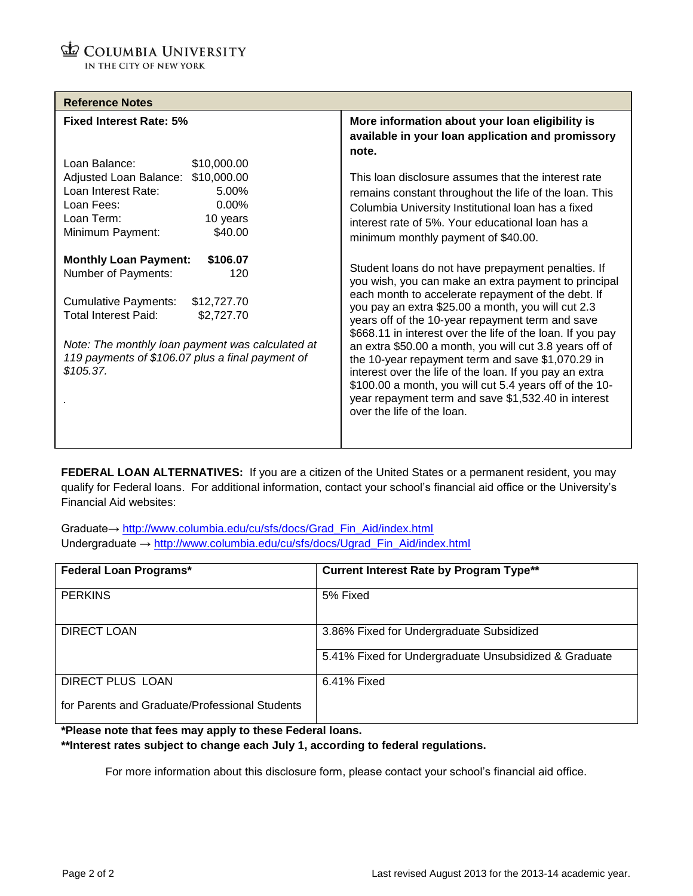COLUMBIA UNIVERSITY
IN THE CITY OF NEW YORK

## Reference Notes

**Fixed Interest Rate: 5%**

| | |
|---|---|
| Loan Balance: | $10,000.00 |
| Adjusted Loan Balance: | $10,000.00 |
| Loan Interest Rate: | 5.00% |
| Loan Fees: | 0.00% |
| Loan Term: | 10 years |
| Minimum Payment: | $40.00 |
| **Monthly Loan Payment:** | **$106.07** |
| Number of Payments: | 120 |
| Cumulative Payments: | $12,727.70 |
| Total Interest Paid: | $2,727.70 |

*Note: The monthly loan payment was calculated at 119 payments of $106.07 plus a final payment of $105.37.*

.

**More information about your loan eligibility is available in your loan application and promissory note.**

This loan disclosure assumes that the interest rate remains constant throughout the life of the loan. This Columbia University Institutional loan has a fixed interest rate of 5%. Your educational loan has a minimum monthly payment of $40.00.

Student loans do not have prepayment penalties. If you wish, you can make an extra payment to principal each month to accelerate repayment of the debt. If you pay an extra $25.00 a month, you will cut 2.3 years off of the 10-year repayment term and save $668.11 in interest over the life of the loan. If you pay an extra $50.00 a month, you will cut 3.8 years off of the 10-year repayment term and save $1,070.29 in interest over the life of the loan. If you pay an extra $100.00 a month, you will cut 5.4 years off of the 10-year repayment term and save $1,532.40 in interest over the life of the loan.

**FEDERAL LOAN ALTERNATIVES:** If you are a citizen of the United States or a permanent resident, you may qualify for Federal loans. For additional information, contact your school's financial aid office or the University's Financial Aid websites:

Graduate→ http://www.columbia.edu/cu/sfs/docs/Grad_Fin_Aid/index.html
Undergraduate → http://www.columbia.edu/cu/sfs/docs/Ugrad_Fin_Aid/index.html

| Federal Loan Programs* | Current Interest Rate by Program Type** |
|---|---|
| PERKINS | 5% Fixed |
| DIRECT LOAN | 3.86% Fixed for Undergraduate Subsidized |
| | 5.41% Fixed for Undergraduate Unsubsidized & Graduate |
| DIRECT PLUS LOAN<br>for Parents and Graduate/Professional Students | 6.41% Fixed |

**\*Please note that fees may apply to these Federal loans.**
**\*\*Interest rates subject to change each July 1, according to federal regulations.**

For more information about this disclosure form, please contact your school's financial aid office.

Last revised August 2013 for the 2013-14 academic year.